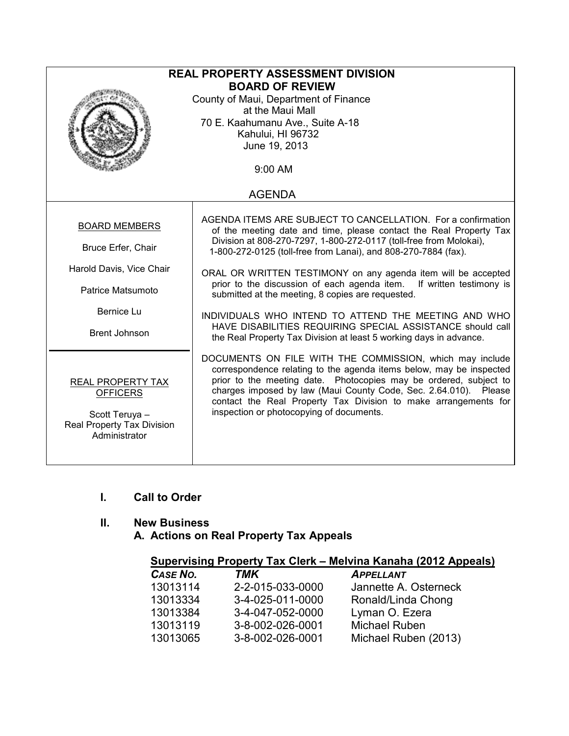# REAL PROPERTY ASSESSMENT DIVISION
## BOARD OF REVIEW

County of Maui, Department of Finance
at the Maui Mall
70 E. Kaahumanu Ave., Suite A-18
Kahului, HI 96732
June 19, 2013

9:00 AM

AGENDA

**BOARD MEMBERS**

Bruce Erfer, Chair

Harold Davis, Vice Chair

Patrice Matsumoto

Bernice Lu

Brent Johnson

**REAL PROPERTY TAX OFFICERS**

Scott Teruya –
Real Property Tax Division Administrator

AGENDA ITEMS ARE SUBJECT TO CANCELLATION. For a confirmation of the meeting date and time, please contact the Real Property Tax Division at 808-270-7297, 1-800-272-0117 (toll-free from Molokai), 1-800-272-0125 (toll-free from Lanai), and 808-270-7884 (fax).

ORAL OR WRITTEN TESTIMONY on any agenda item will be accepted prior to the discussion of each agenda item. If written testimony is submitted at the meeting, 8 copies are requested.

INDIVIDUALS WHO INTEND TO ATTEND THE MEETING AND WHO HAVE DISABILITIES REQUIRING SPECIAL ASSISTANCE should call the Real Property Tax Division at least 5 working days in advance.

DOCUMENTS ON FILE WITH THE COMMISSION, which may include correspondence relating to the agenda items below, may be inspected prior to the meeting date. Photocopies may be ordered, subject to charges imposed by law (Maui County Code, Sec. 2.64.010). Please contact the Real Property Tax Division to make arrangements for inspection or photocopying of documents.

**I. Call to Order**

**II. New Business**

**A. Actions on Real Property Tax Appeals**

**Supervising Property Tax Clerk – Melvina Kanaha (2012 Appeals)**

| *CASE NO.* | *TMK* | *APPELLANT* |
|---|---|---|
| 13013114 | 2-2-015-033-0000 | Jannette A. Osterneck |
| 13013334 | 3-4-025-011-0000 | Ronald/Linda Chong |
| 13013384 | 3-4-047-052-0000 | Lyman O. Ezera |
| 13013119 | 3-8-002-026-0001 | Michael Ruben |
| 13013065 | 3-8-002-026-0001 | Michael Ruben (2013) |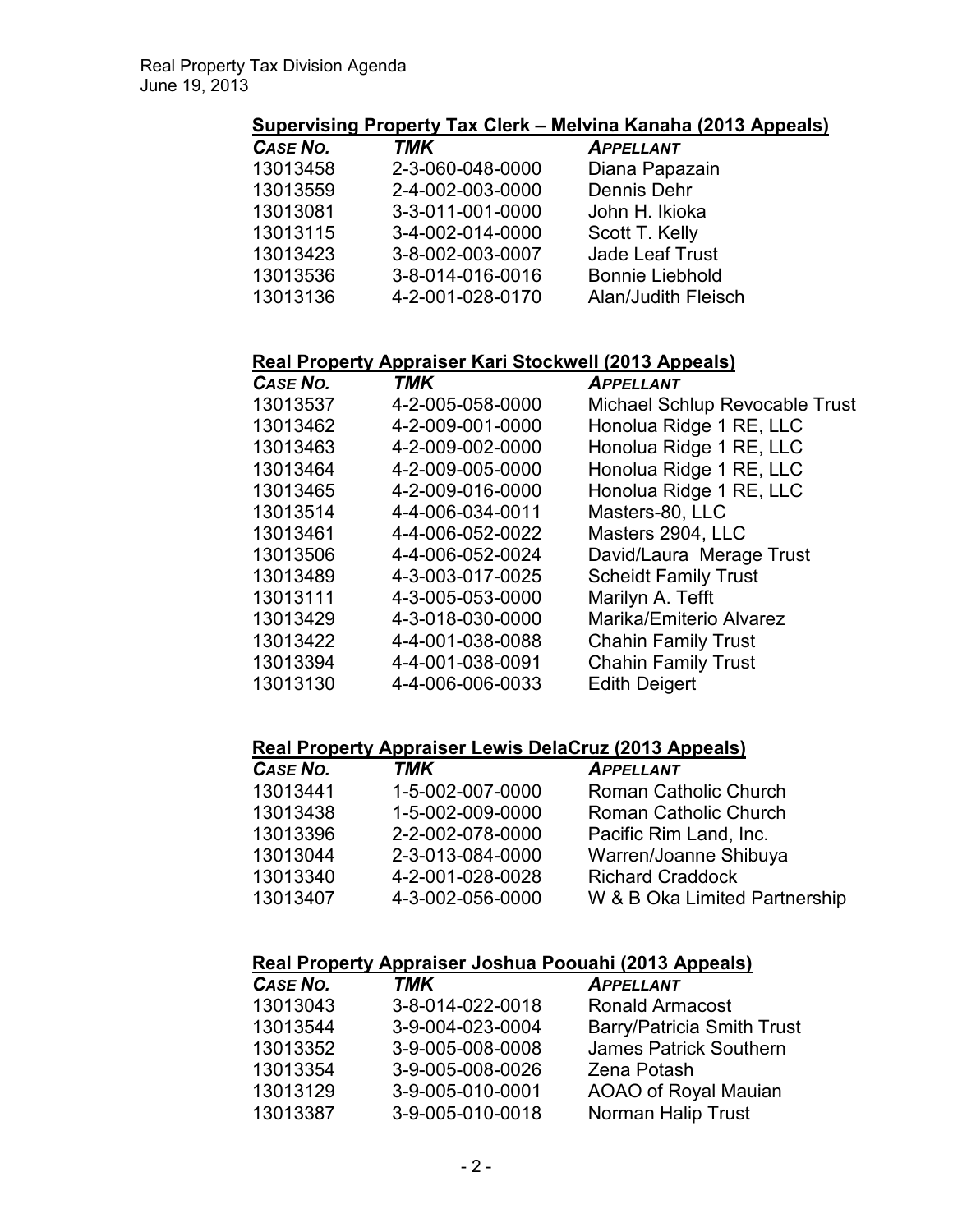## Supervising Property Tax Clerk – Melvina Kanaha (2013 Appeals)

| CASE NO. | TMK | APPELLANT |
|---|---|---|
| 13013458 | 2-3-060-048-0000 | Diana Papazain |
| 13013559 | 2-4-002-003-0000 | Dennis Dehr |
| 13013081 | 3-3-011-001-0000 | John H. Ikioka |
| 13013115 | 3-4-002-014-0000 | Scott T. Kelly |
| 13013423 | 3-8-002-003-0007 | Jade Leaf Trust |
| 13013536 | 3-8-014-016-0016 | Bonnie Liebhold |
| 13013136 | 4-2-001-028-0170 | Alan/Judith Fleisch |

## Real Property Appraiser Kari Stockwell (2013 Appeals)

| CASE NO. | TMK | APPELLANT |
|---|---|---|
| 13013537 | 4-2-005-058-0000 | Michael Schlup Revocable Trust |
| 13013462 | 4-2-009-001-0000 | Honolua Ridge 1 RE, LLC |
| 13013463 | 4-2-009-002-0000 | Honolua Ridge 1 RE, LLC |
| 13013464 | 4-2-009-005-0000 | Honolua Ridge 1 RE, LLC |
| 13013465 | 4-2-009-016-0000 | Honolua Ridge 1 RE, LLC |
| 13013514 | 4-4-006-034-0011 | Masters-80, LLC |
| 13013461 | 4-4-006-052-0022 | Masters 2904, LLC |
| 13013506 | 4-4-006-052-0024 | David/Laura Merage Trust |
| 13013489 | 4-3-003-017-0025 | Scheidt Family Trust |
| 13013111 | 4-3-005-053-0000 | Marilyn A. Tefft |
| 13013429 | 4-3-018-030-0000 | Marika/Emiterio Alvarez |
| 13013422 | 4-4-001-038-0088 | Chahin Family Trust |
| 13013394 | 4-4-001-038-0091 | Chahin Family Trust |
| 13013130 | 4-4-006-006-0033 | Edith Deigert |

## Real Property Appraiser Lewis DelaCruz (2013 Appeals)

| CASE NO. | TMK | APPELLANT |
|---|---|---|
| 13013441 | 1-5-002-007-0000 | Roman Catholic Church |
| 13013438 | 1-5-002-009-0000 | Roman Catholic Church |
| 13013396 | 2-2-002-078-0000 | Pacific Rim Land, Inc. |
| 13013044 | 2-3-013-084-0000 | Warren/Joanne Shibuya |
| 13013340 | 4-2-001-028-0028 | Richard Craddock |
| 13013407 | 4-3-002-056-0000 | W & B Oka Limited Partnership |

## Real Property Appraiser Joshua Poouahi (2013 Appeals)

| CASE NO. | TMK | APPELLANT |
|---|---|---|
| 13013043 | 3-8-014-022-0018 | Ronald Armacost |
| 13013544 | 3-9-004-023-0004 | Barry/Patricia Smith Trust |
| 13013352 | 3-9-005-008-0008 | James Patrick Southern |
| 13013354 | 3-9-005-008-0026 | Zena Potash |
| 13013129 | 3-9-005-010-0001 | AOAO of Royal Mauian |
| 13013387 | 3-9-005-010-0018 | Norman Halip Trust |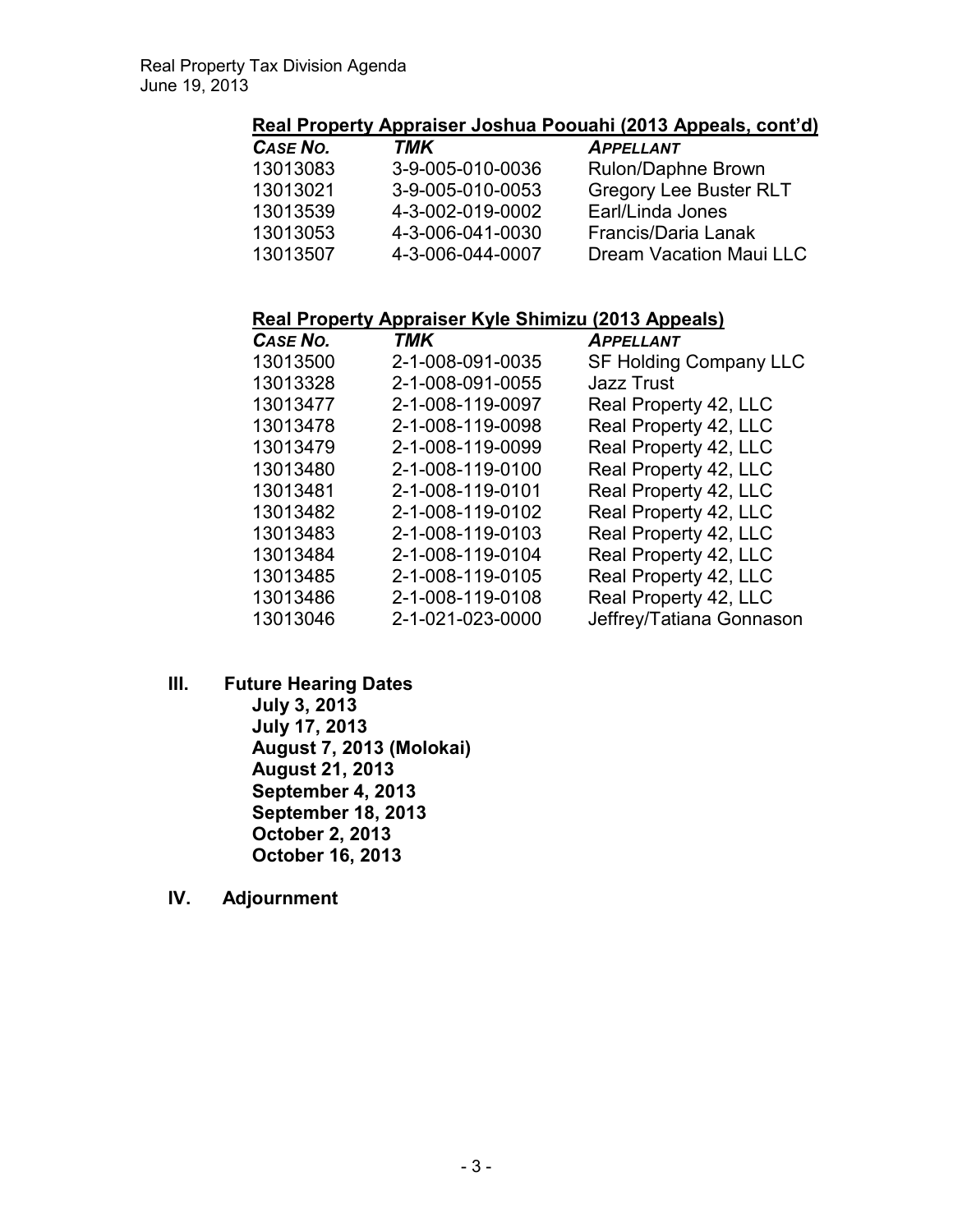**Real Property Appraiser Joshua Poouahi (2013 Appeals, cont'd)**

| *CASE NO.* | *TMK* | *APPELLANT* |
|---|---|---|
| 13013083 | 3-9-005-010-0036 | Rulon/Daphne Brown |
| 13013021 | 3-9-005-010-0053 | Gregory Lee Buster RLT |
| 13013539 | 4-3-002-019-0002 | Earl/Linda Jones |
| 13013053 | 4-3-006-041-0030 | Francis/Daria Lanak |
| 13013507 | 4-3-006-044-0007 | Dream Vacation Maui LLC |

**Real Property Appraiser Kyle Shimizu (2013 Appeals)**

| *CASE NO.* | *TMK* | *APPELLANT* |
|---|---|---|
| 13013500 | 2-1-008-091-0035 | SF Holding Company LLC |
| 13013328 | 2-1-008-091-0055 | Jazz Trust |
| 13013477 | 2-1-008-119-0097 | Real Property 42, LLC |
| 13013478 | 2-1-008-119-0098 | Real Property 42, LLC |
| 13013479 | 2-1-008-119-0099 | Real Property 42, LLC |
| 13013480 | 2-1-008-119-0100 | Real Property 42, LLC |
| 13013481 | 2-1-008-119-0101 | Real Property 42, LLC |
| 13013482 | 2-1-008-119-0102 | Real Property 42, LLC |
| 13013483 | 2-1-008-119-0103 | Real Property 42, LLC |
| 13013484 | 2-1-008-119-0104 | Real Property 42, LLC |
| 13013485 | 2-1-008-119-0105 | Real Property 42, LLC |
| 13013486 | 2-1-008-119-0108 | Real Property 42, LLC |
| 13013046 | 2-1-021-023-0000 | Jeffrey/Tatiana Gonnason |

**III. Future Hearing Dates**

**July 3, 2013**
**July 17, 2013**
**August 7, 2013 (Molokai)**
**August 21, 2013**
**September 4, 2013**
**September 18, 2013**
**October 2, 2013**
**October 16, 2013**

**IV. Adjournment**